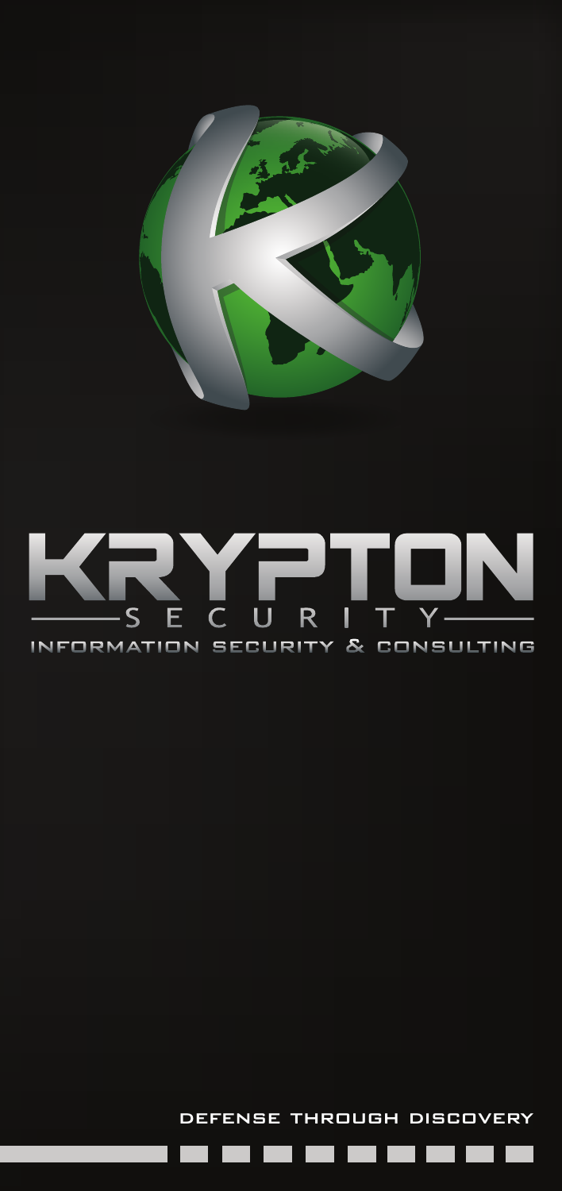# KRYPTON

## SECURITY

INFORMATION SECURITY & CONSULTING

DEFENSE THROUGH DISCOVERY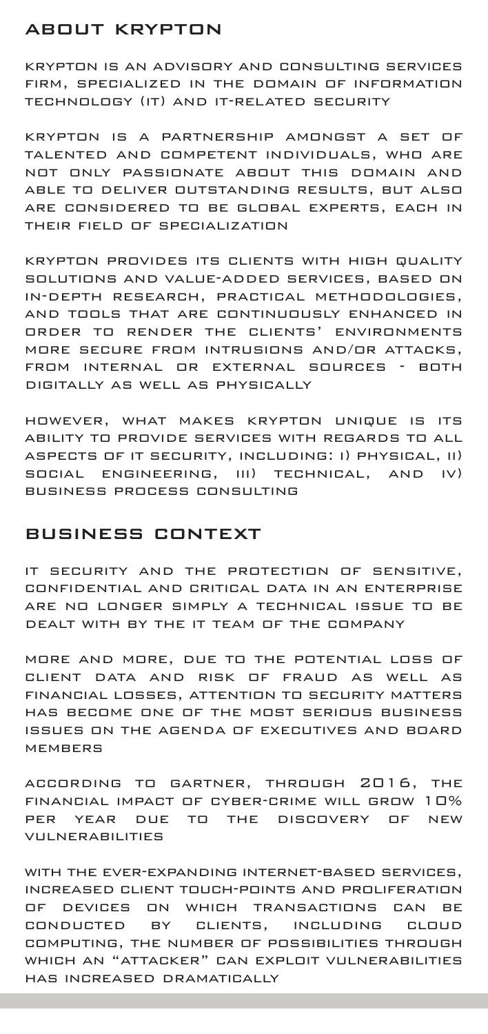## ABOUT KRYPTON

KRYPTON IS AN ADVISORY AND CONSULTING SERVICES FIRM, SPECIALIZED IN THE DOMAIN OF INFORMATION TECHNOLOGY (IT) AND IT-RELATED SECURITY

KRYPTON IS A PARTNERSHIP AMONGST A SET OF TALENTED AND COMPETENT INDIVIDUALS, WHO ARE NOT ONLY PASSIONATE ABOUT THIS DOMAIN AND ABLE TO DELIVER OUTSTANDING RESULTS, BUT ALSO ARE CONSIDERED TO BE GLOBAL EXPERTS, EACH IN THEIR FIELD OF SPECIALIZATION

KRYPTON PROVIDES ITS CLIENTS WITH HIGH QUALITY SOLUTIONS AND VALUE-ADDED SERVICES, BASED ON IN-DEPTH RESEARCH, PRACTICAL METHODOLOGIES, AND TOOLS THAT ARE CONTINUOUSLY ENHANCED IN ORDER TO RENDER THE CLIENTS' ENVIRONMENTS MORE SECURE FROM INTRUSIONS AND/OR ATTACKS, FROM INTERNAL OR EXTERNAL SOURCES - BOTH DIGITALLY AS WELL AS PHYSICALLY

HOWEVER, WHAT MAKES KRYPTON UNIQUE IS ITS ABILITY TO PROVIDE SERVICES WITH REGARDS TO ALL ASPECTS OF IT SECURITY, INCLUDING: I) PHYSICAL, II) SOCIAL ENGINEERING, III) TECHNICAL, AND IV) BUSINESS PROCESS CONSULTING

## BUSINESS CONTEXT

IT SECURITY AND THE PROTECTION OF SENSITIVE, CONFIDENTIAL AND CRITICAL DATA IN AN ENTERPRISE ARE NO LONGER SIMPLY A TECHNICAL ISSUE TO BE DEALT WITH BY THE IT TEAM OF THE COMPANY

MORE AND MORE, DUE TO THE POTENTIAL LOSS OF CLIENT DATA AND RISK OF FRAUD AS WELL AS FINANCIAL LOSSES, ATTENTION TO SECURITY MATTERS HAS BECOME ONE OF THE MOST SERIOUS BUSINESS ISSUES ON THE AGENDA OF EXECUTIVES AND BOARD MEMBERS

ACCORDING TO GARTNER, THROUGH 2016, THE FINANCIAL IMPACT OF CYBER-CRIME WILL GROW 10% PER YEAR DUE TO THE DISCOVERY OF NEW VULNERABILITIES

WITH THE EVER-EXPANDING INTERNET-BASED SERVICES, INCREASED CLIENT TOUCH-POINTS AND PROLIFERATION OF DEVICES ON WHICH TRANSACTIONS CAN BE CONDUCTED BY CLIENTS, INCLUDING CLOUD COMPUTING, THE NUMBER OF POSSIBILITIES THROUGH WHICH AN "ATTACKER" CAN EXPLOIT VULNERABILITIES HAS INCREASED DRAMATICALLY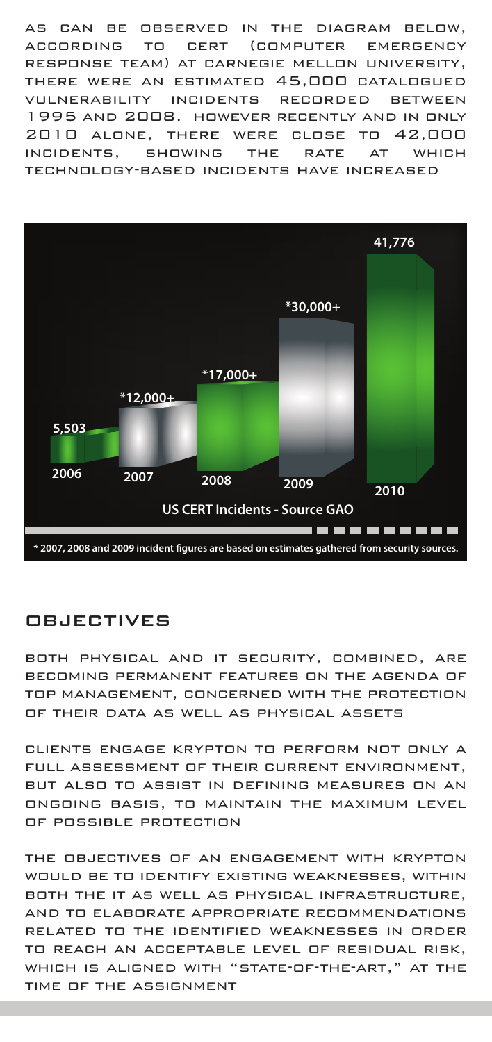AS CAN BE OBSERVED IN THE DIAGRAM BELOW, ACCORDING TO CERT (COMPUTER EMERGENCY RESPONSE TEAM) AT CARNEGIE MELLON UNIVERSITY, THERE WERE AN ESTIMATED 45,000 CATALOGUED VULNERABILITY INCIDENTS RECORDED BETWEEN 1995 AND 2008. HOWEVER RECENTLY AND IN ONLY 2010 ALONE, THERE WERE CLOSE TO 42,000 INCIDENTS, SHOWING THE RATE AT WHICH TECHNOLOGY-BASED INCIDENTS HAVE INCREASED

| Year | Incidents |
| --- | --- |
| 2006 | 5,503 |
| 2007 | *12,000+ |
| 2008 | *17,000+ |
| 2009 | *30,000+ |
| 2010 | 41,776 |

US CERT Incidents - Source GAO

* 2007, 2008 and 2009 incident figures are based on estimates gathered from security sources.

## OBJECTIVES

BOTH PHYSICAL AND IT SECURITY, COMBINED, ARE BECOMING PERMANENT FEATURES ON THE AGENDA OF TOP MANAGEMENT, CONCERNED WITH THE PROTECTION OF THEIR DATA AS WELL AS PHYSICAL ASSETS

CLIENTS ENGAGE KRYPTON TO PERFORM NOT ONLY A FULL ASSESSMENT OF THEIR CURRENT ENVIRONMENT, BUT ALSO TO ASSIST IN DEFINING MEASURES ON AN ONGOING BASIS, TO MAINTAIN THE MAXIMUM LEVEL OF POSSIBLE PROTECTION

THE OBJECTIVES OF AN ENGAGEMENT WITH KRYPTON WOULD BE TO IDENTIFY EXISTING WEAKNESSES, WITHIN BOTH THE IT AS WELL AS PHYSICAL INFRASTRUCTURE, AND TO ELABORATE APPROPRIATE RECOMMENDATIONS RELATED TO THE IDENTIFIED WEAKNESSES IN ORDER TO REACH AN ACCEPTABLE LEVEL OF RESIDUAL RISK, WHICH IS ALIGNED WITH "STATE-OF-THE-ART," AT THE TIME OF THE ASSIGNMENT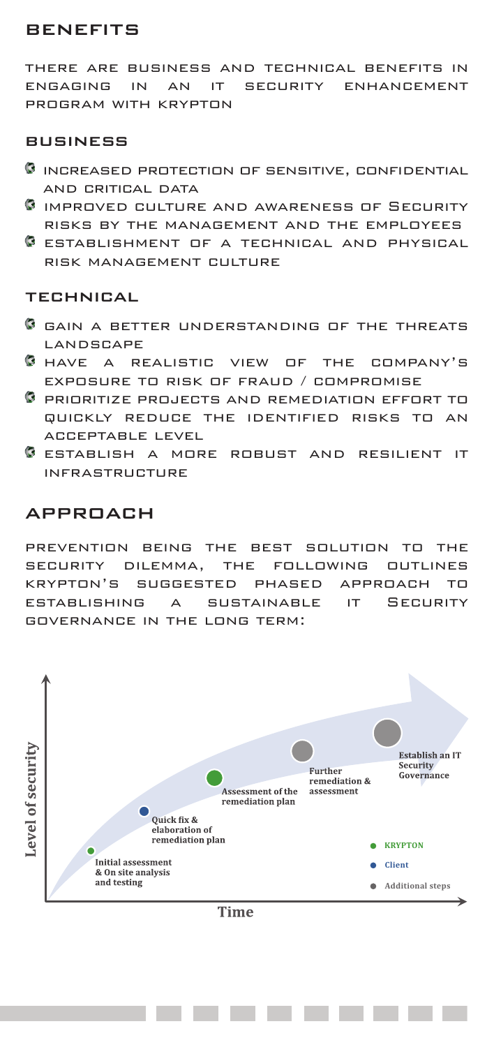## Benefits

There are business and technical benefits in engaging in an IT security enhancement program with Krypton

### Business

- Increased protection of sensitive, confidential and critical data
- Improved culture and awareness of Security risks by the management and the employees
- Establishment of a technical and physical risk management culture

### Technical

- Gain a better understanding of the threats landscape
- Have a realistic view of the company's exposure to risk of fraud / compromise
- Prioritize projects and remediation effort to quickly reduce the identified risks to an acceptable level
- Establish a more robust and resilient IT infrastructure

## Approach

Prevention being the best solution to the security dilemma, the following outlines Krypton's suggested phased approach to establishing a sustainable IT Security governance in the long term:

Level of security

Initial assessment & On site analysis and testing

Quick fix & elaboration of remediation plan

Assessment of the remediation plan

Further remediation & assessment

Establish an IT Security Governance

Time

- KRYPTON
- Client
- Additional steps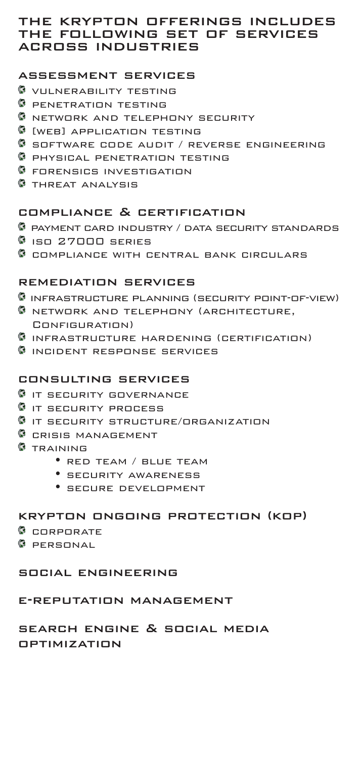# THE KRYPTON OFFERINGS INCLUDES THE FOLLOWING SET OF SERVICES ACROSS INDUSTRIES

## ASSESSMENT SERVICES

- VULNERABILITY TESTING
- PENETRATION TESTING
- NETWORK AND TELEPHONY SECURITY
- [WEB] APPLICATION TESTING
- SOFTWARE CODE AUDIT / REVERSE ENGINEERING
- PHYSICAL PENETRATION TESTING
- FORENSICS INVESTIGATION
- THREAT ANALYSIS

## COMPLIANCE & CERTIFICATION

- PAYMENT CARD INDUSTRY / DATA SECURITY STANDARDS
- ISO 27000 SERIES
- COMPLIANCE WITH CENTRAL BANK CIRCULARS

## REMEDIATION SERVICES

- INFRASTRUCTURE PLANNING (SECURITY POINT-OF-VIEW)
- NETWORK AND TELEPHONY (ARCHITECTURE, CONFIGURATION)
- INFRASTRUCTURE HARDENING (CERTIFICATION)
- INCIDENT RESPONSE SERVICES

## CONSULTING SERVICES

- IT SECURITY GOVERNANCE
- IT SECURITY PROCESS
- IT SECURITY STRUCTURE/ORGANIZATION
- CRISIS MANAGEMENT
- TRAINING
  - RED TEAM / BLUE TEAM
  - SECURITY AWARENESS
  - SECURE DEVELOPMENT

## KRYPTON ONGOING PROTECTION (KOP)

- CORPORATE
- PERSONAL

## SOCIAL ENGINEERING

## E-REPUTATION MANAGEMENT

## SEARCH ENGINE & SOCIAL MEDIA OPTIMIZATION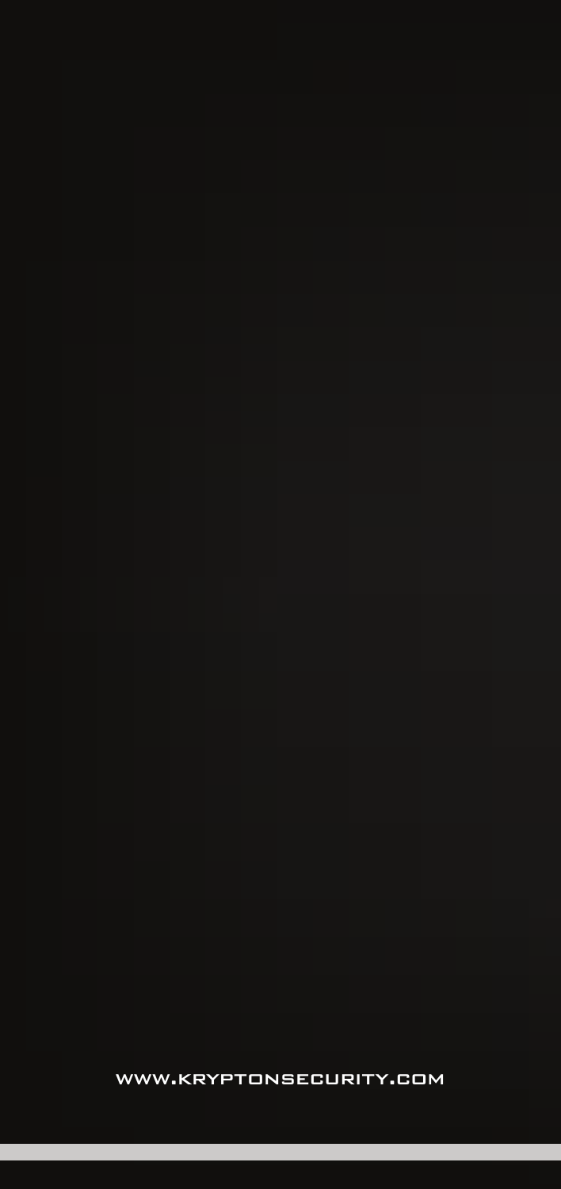WWW.KRYPTONSECURITY.COM